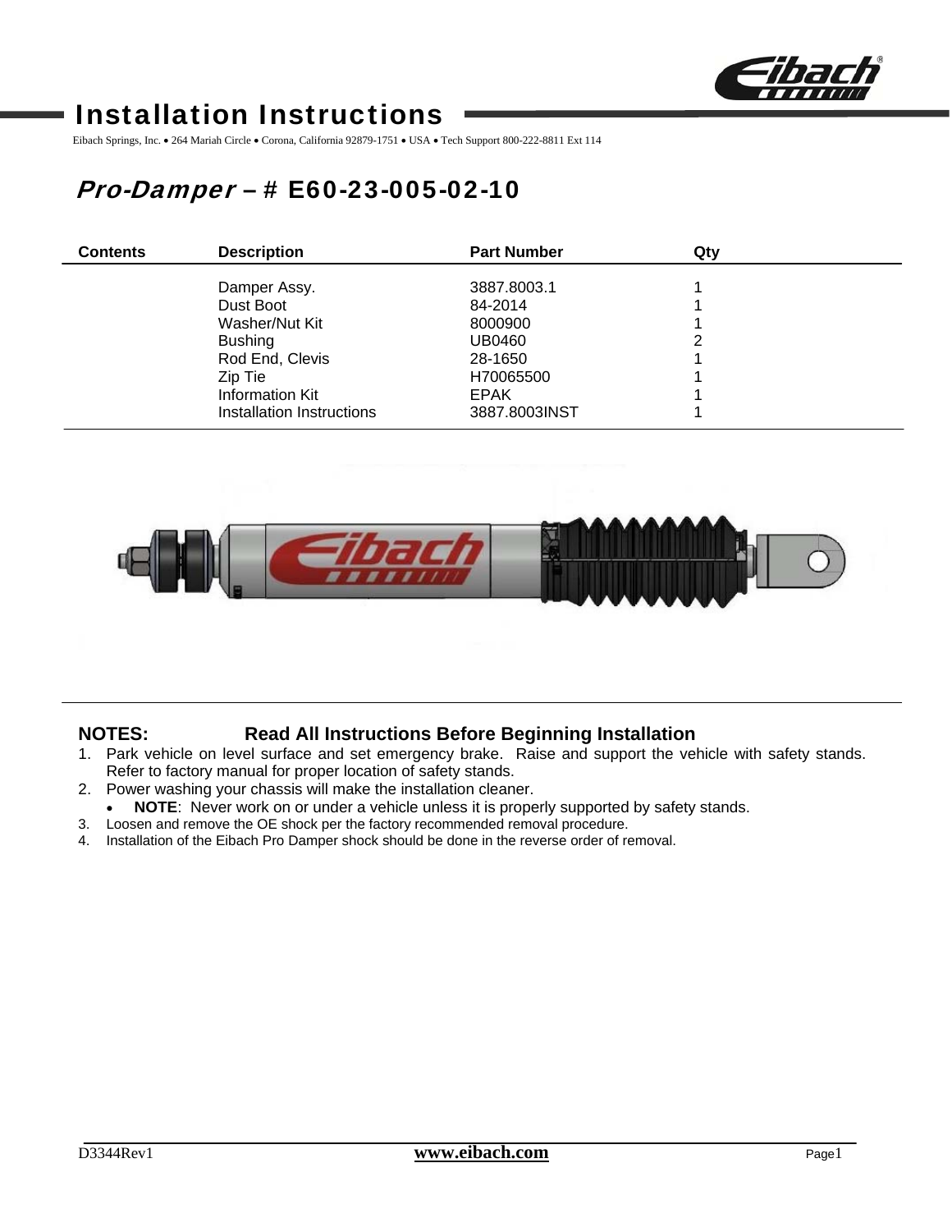# Installation Instructions

Eibach Springs, Inc. • 264 Mariah Circle • Corona, California 92879-1751 • USA • Tech Support 800-222-8811 Ext 114

## *Pro-Damper* – # E60-23-005-02-10

| Contents | Description | Part Number | Qty |
|---|---|---|---|
| | Damper Assy. | 3887.8003.1 | 1 |
| | Dust Boot | 84-2014 | 1 |
| | Washer/Nut Kit | 8000900 | 1 |
| | Bushing | UB0460 | 2 |
| | Rod End, Clevis | 28-1650 | 1 |
| | Zip Tie | H70065500 | 1 |
| | Information Kit | EPAK | 1 |
| | Installation Instructions | 3887.8003INST | 1 |

**NOTES:** **Read All Instructions Before Beginning Installation**

1. Park vehicle on level surface and set emergency brake. Raise and support the vehicle with safety stands. Refer to factory manual for proper location of safety stands.
2. Power washing your chassis will make the installation cleaner.
   - **NOTE**: Never work on or under a vehicle unless it is properly supported by safety stands.
3. Loosen and remove the OE shock per the factory recommended removal procedure.
4. Installation of the Eibach Pro Damper shock should be done in the reverse order of removal.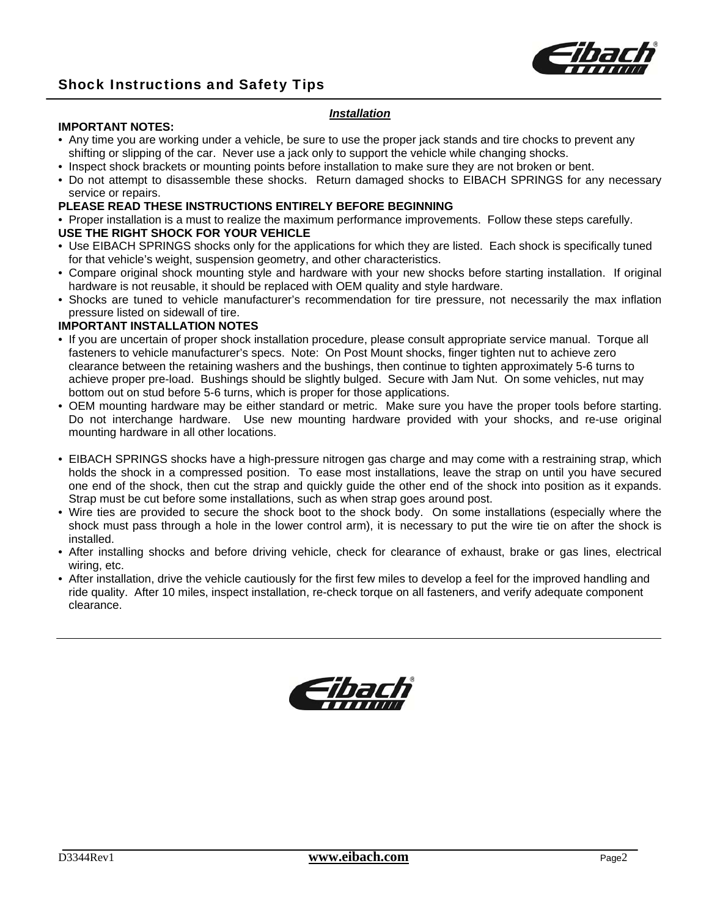## Shock Instructions and Safety Tips

***Installation***

**IMPORTANT NOTES:**

- Any time you are working under a vehicle, be sure to use the proper jack stands and tire chocks to prevent any shifting or slipping of the car. Never use a jack only to support the vehicle while changing shocks.
- Inspect shock brackets or mounting points before installation to make sure they are not broken or bent.
- Do not attempt to disassemble these shocks. Return damaged shocks to EIBACH SPRINGS for any necessary service or repairs.

**PLEASE READ THESE INSTRUCTIONS ENTIRELY BEFORE BEGINNING**

- Proper installation is a must to realize the maximum performance improvements. Follow these steps carefully.

**USE THE RIGHT SHOCK FOR YOUR VEHICLE**

- Use EIBACH SPRINGS shocks only for the applications for which they are listed. Each shock is specifically tuned for that vehicle's weight, suspension geometry, and other characteristics.
- Compare original shock mounting style and hardware with your new shocks before starting installation. If original hardware is not reusable, it should be replaced with OEM quality and style hardware.
- Shocks are tuned to vehicle manufacturer's recommendation for tire pressure, not necessarily the max inflation pressure listed on sidewall of tire.

**IMPORTANT INSTALLATION NOTES**

- If you are uncertain of proper shock installation procedure, please consult appropriate service manual. Torque all fasteners to vehicle manufacturer's specs. Note: On Post Mount shocks, finger tighten nut to achieve zero clearance between the retaining washers and the bushings, then continue to tighten approximately 5-6 turns to achieve proper pre-load. Bushings should be slightly bulged. Secure with Jam Nut. On some vehicles, nut may bottom out on stud before 5-6 turns, which is proper for those applications.
- OEM mounting hardware may be either standard or metric. Make sure you have the proper tools before starting. Do not interchange hardware. Use new mounting hardware provided with your shocks, and re-use original mounting hardware in all other locations.
- EIBACH SPRINGS shocks have a high-pressure nitrogen gas charge and may come with a restraining strap, which holds the shock in a compressed position. To ease most installations, leave the strap on until you have secured one end of the shock, then cut the strap and quickly guide the other end of the shock into position as it expands. Strap must be cut before some installations, such as when strap goes around post.
- Wire ties are provided to secure the shock boot to the shock body. On some installations (especially where the shock must pass through a hole in the lower control arm), it is necessary to put the wire tie on after the shock is installed.
- After installing shocks and before driving vehicle, check for clearance of exhaust, brake or gas lines, electrical wiring, etc.
- After installation, drive the vehicle cautiously for the first few miles to develop a feel for the improved handling and ride quality. After 10 miles, inspect installation, re-check torque on all fasteners, and verify adequate component clearance.